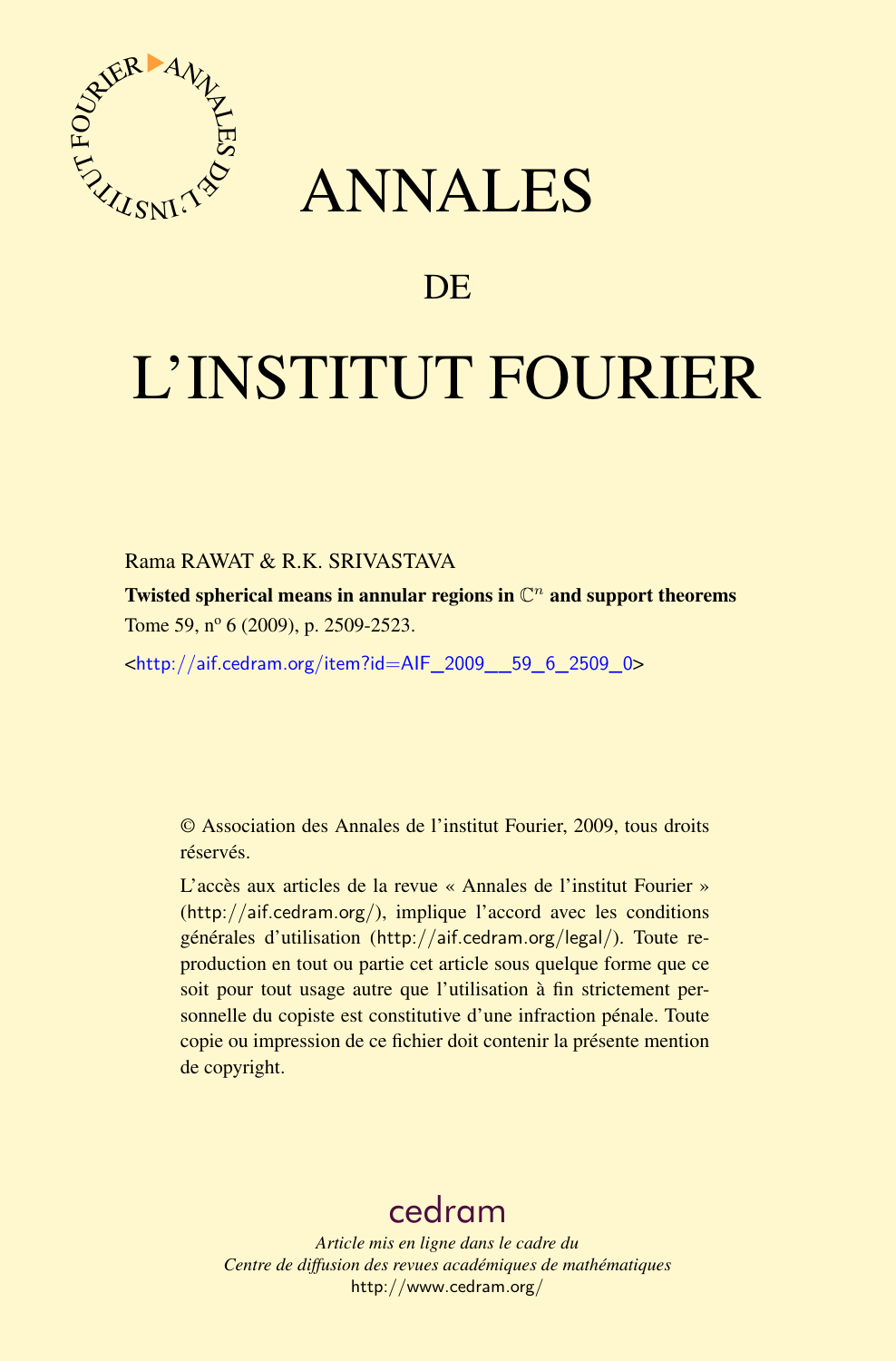# ANNALES

# DE

# L'INSTITUT FOURIER

Rama RAWAT & R.K. SRIVASTAVA

**Twisted spherical means in annular regions in $\mathbb{C}^n$ and support theorems**

Tome 59, nº 6 (2009), p. 2509-2523.

<http://aif.cedram.org/item?id=AIF_2009__59_6_2509_0>

© Association des Annales de l'institut Fourier, 2009, tous droits réservés.

L'accès aux articles de la revue « Annales de l'institut Fourier » (http://aif.cedram.org/), implique l'accord avec les conditions générales d'utilisation (http://aif.cedram.org/legal/). Toute reproduction en tout ou partie cet article sous quelque forme que ce soit pour tout usage autre que l'utilisation à fin strictement personnelle du copiste est constitutive d'une infraction pénale. Toute copie ou impression de ce fichier doit contenir la présente mention de copyright.

cedram

*Article mis en ligne dans le cadre du*
*Centre de diffusion des revues académiques de mathématiques*
http://www.cedram.org/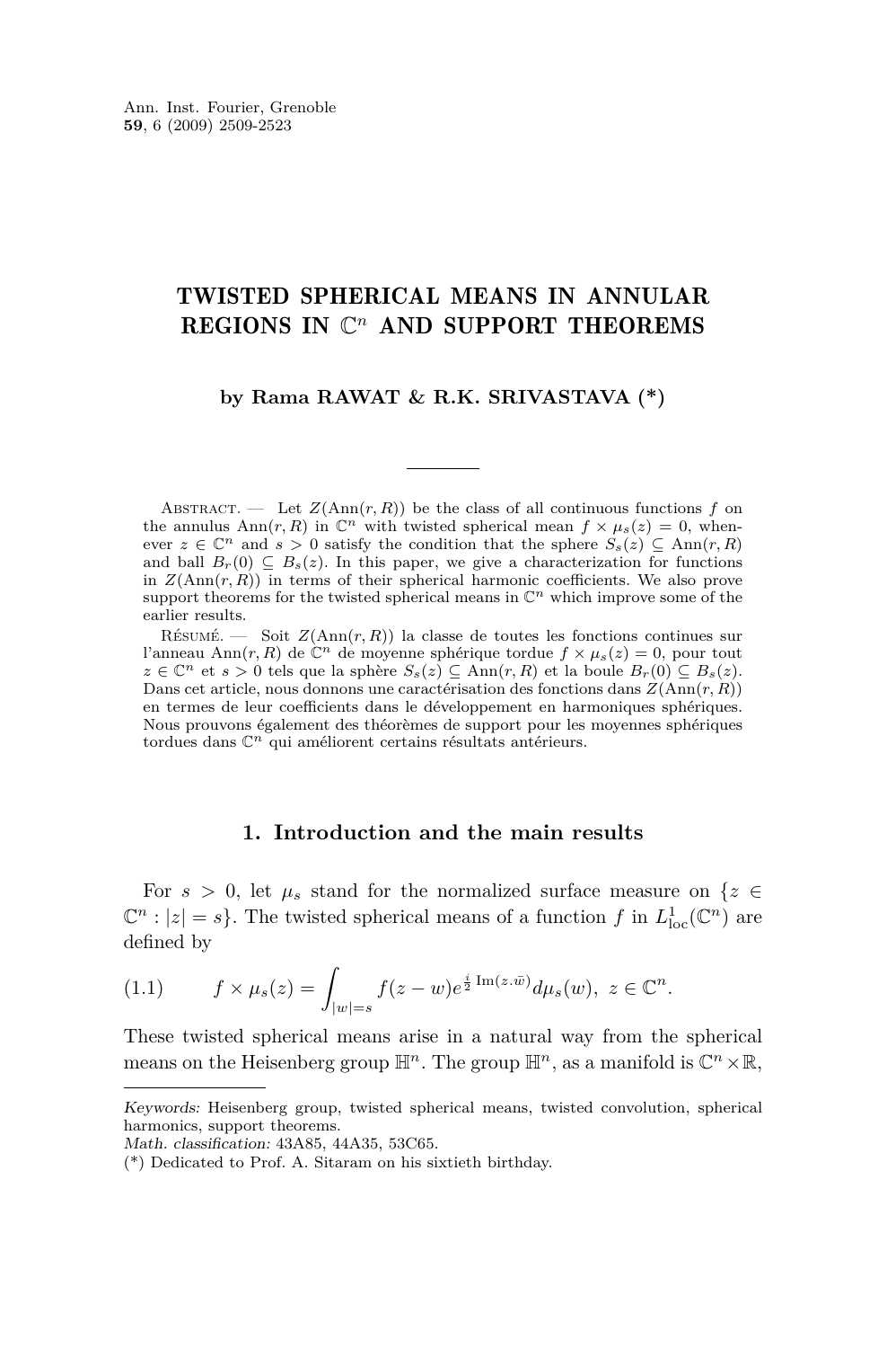# TWISTED SPHERICAL MEANS IN ANNULAR REGIONS IN $\mathbb{C}^n$ AND SUPPORT THEOREMS

**by Rama RAWAT & R.K. SRIVASTAVA (\*)**

Abstract. — Let $Z(\mathrm{Ann}(r, R))$ be the class of all continuous functions $f$ on the annulus $\mathrm{Ann}(r, R)$ in $\mathbb{C}^n$ with twisted spherical mean $f \times \mu_s(z) = 0$, whenever $z \in \mathbb{C}^n$ and $s > 0$ satisfy the condition that the sphere $S_s(z) \subseteq \mathrm{Ann}(r, R)$ and ball $B_r(0) \subseteq B_s(z)$. In this paper, we give a characterization for functions in $Z(\mathrm{Ann}(r, R))$ in terms of their spherical harmonic coefficients. We also prove support theorems for the twisted spherical means in $\mathbb{C}^n$ which improve some of the earlier results.

Résumé. — Soit $Z(\mathrm{Ann}(r, R))$ la classe de toutes les fonctions continues sur l'anneau $\mathrm{Ann}(r, R)$ de $\mathbb{C}^n$ de moyenne sphérique tordue $f \times \mu_s(z) = 0$, pour tout $z \in \mathbb{C}^n$ et $s > 0$ tels que la sphère $S_s(z) \subseteq \mathrm{Ann}(r, R)$ et la boule $B_r(0) \subseteq B_s(z)$. Dans cet article, nous donnons une caractérisation des fonctions dans $Z(\mathrm{Ann}(r, R))$ en terme de leur coefficients dans le développement en harmoniques sphériques. Nous prouvons également des théorèmes de support pour les moyennes sphériques tordues dans $\mathbb{C}^n$ qui améliorent certains résultats antérieurs.

## 1. Introduction and the main results

For $s > 0$, let $\mu_s$ stand for the normalized surface measure on $\{z \in \mathbb{C}^n : |z| = s\}$. The twisted spherical means of a function $f$ in $L^1_{\mathrm{loc}}(\mathbb{C}^n)$ are defined by

$$f \times \mu_s(z) = \int_{|w|=s} f(z - w) e^{\frac{i}{2} \mathrm{Im}(z.\bar{w})} d\mu_s(w), \ z \in \mathbb{C}^n. \tag{1.1}$$

These twisted spherical means arise in a natural way from the spherical means on the Heisenberg group $\mathbb{H}^n$. The group $\mathbb{H}^n$, as a manifold is $\mathbb{C}^n \times \mathbb{R}$,

---

*Keywords:* Heisenberg group, twisted spherical means, twisted convolution, spherical harmonics, support theorems.

*Math. classification:* 43A85, 44A35, 53C65.

(\*) Dedicated to Prof. A. Sitaram on his sixtieth birthday.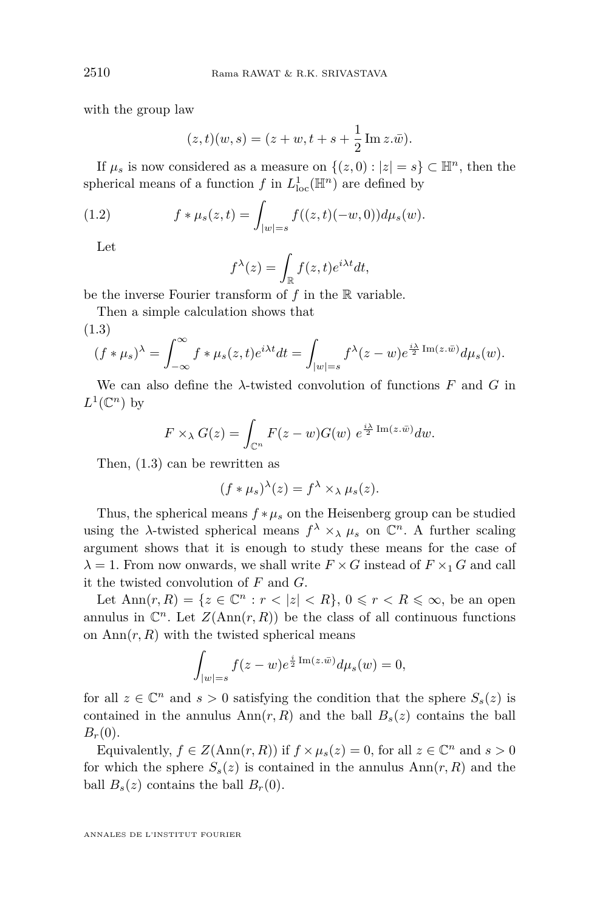with the group law

$$(z,t)(w,s) = (z+w, t+s+\frac{1}{2}\operatorname{Im} z.\bar{w}).$$

If $\mu_s$ is now considered as a measure on $\{(z,0) : |z| = s\} \subset \mathbb{H}^n$, then the spherical means of a function $f$ in $L^1_{\mathrm{loc}}(\mathbb{H}^n)$ are defined by

$$f * \mu_s(z,t) = \int_{|w|=s} f((z,t)(-w,0))d\mu_s(w). \tag{1.2}$$

Let

$$f^\lambda(z) = \int_{\mathbb{R}} f(z,t)e^{i\lambda t}dt,$$

be the inverse Fourier transform of $f$ in the $\mathbb{R}$ variable.

Then a simple calculation shows that

$$(f*\mu_s)^\lambda = \int_{-\infty}^{\infty} f*\mu_s(z,t)e^{i\lambda t}dt = \int_{|w|=s} f^\lambda(z-w)e^{\frac{i\lambda}{2}\operatorname{Im}(z.\bar{w})}d\mu_s(w). \tag{1.3}$$

We can also define the $\lambda$-twisted convolution of functions $F$ and $G$ in $L^1(\mathbb{C}^n)$ by

$$F \times_\lambda G(z) = \int_{\mathbb{C}^n} F(z-w)G(w)\ e^{\frac{i\lambda}{2}\operatorname{Im}(z.\bar{w})}dw.$$

Then, (1.3) can be rewritten as

$$(f*\mu_s)^\lambda(z) = f^\lambda \times_\lambda \mu_s(z).$$

Thus, the spherical means $f*\mu_s$ on the Heisenberg group can be studied using the $\lambda$-twisted spherical means $f^\lambda \times_\lambda \mu_s$ on $\mathbb{C}^n$. A further scaling argument shows that it is enough to study these means for the case of $\lambda = 1$. From now onwards, we shall write $F \times G$ instead of $F \times_1 G$ and call it the twisted convolution of $F$ and $G$.

Let $\operatorname{Ann}(r,R) = \{z \in \mathbb{C}^n : r < |z| < R\}$, $0 \leqslant r < R \leqslant \infty$, be an open annulus in $\mathbb{C}^n$. Let $Z(\operatorname{Ann}(r,R))$ be the class of all continuous functions on $\operatorname{Ann}(r,R)$ with the twisted spherical means

$$\int_{|w|=s} f(z-w)e^{\frac{i}{2}\operatorname{Im}(z.\bar{w})}d\mu_s(w) = 0,$$

for all $z \in \mathbb{C}^n$ and $s > 0$ satisfying the condition that the sphere $S_s(z)$ is contained in the annulus $\operatorname{Ann}(r,R)$ and the ball $B_s(z)$ contains the ball $B_r(0)$.

Equivalently, $f \in Z(\operatorname{Ann}(r,R))$ if $f \times \mu_s(z) = 0$, for all $z \in \mathbb{C}^n$ and $s > 0$ for which the sphere $S_s(z)$ is contained in the annulus $\operatorname{Ann}(r,R)$ and the ball $B_s(z)$ contains the ball $B_r(0)$.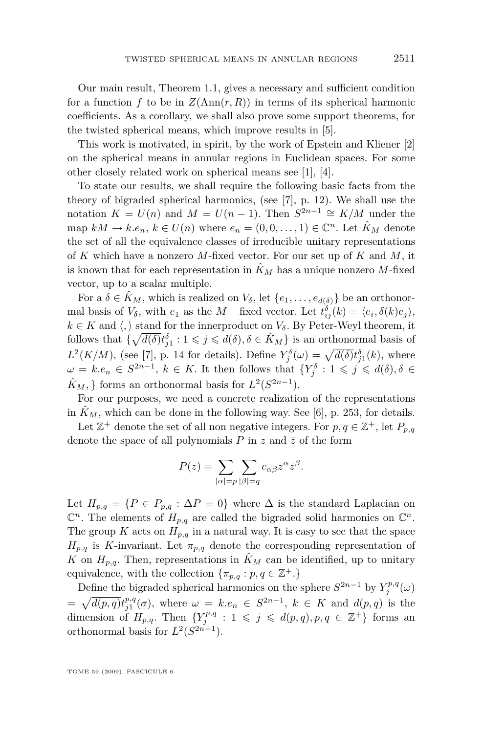Our main result, Theorem 1.1, gives a necessary and sufficient condition for a function $f$ to be in $Z(\mathrm{Ann}(r,R))$ in terms of its spherical harmonic coefficients. As a corollary, we shall also prove some support theorems, for the twisted spherical means, which improve results in [5].

This work is motivated, in spirit, by the work of Epstein and Kliener [2] on the spherical means in annular regions in Euclidean spaces. For some other closely related work on spherical means see [1], [4].

To state our results, we shall require the following basic facts from the theory of bigraded spherical harmonics, (see [7], p. 12). We shall use the notation $K = U(n)$ and $M = U(n-1)$. Then $S^{2n-1} \cong K/M$ under the map $kM \to k.e_n$, $k \in U(n)$ where $e_n = (0, 0, \dots, 1) \in \mathbb{C}^n$. Let $\hat{K}_M$ denote the set of all the equivalence classes of irreducible unitary representations of $K$ which have a nonzero $M$-fixed vector. For our set up of $K$ and $M$, it is known that for each representation in $\hat{K}_M$ has a unique nonzero $M$-fixed vector, up to a scalar multiple.

For a $\delta \in \hat{K}_M$, which is realized on $V_\delta$, let $\{e_1, \dots, e_{d(\delta)}\}$ be an orthonormal basis of $V_\delta$, with $e_1$ as the $M-$ fixed vector. Let $t^\delta_{ij}(k) = \langle e_i, \delta(k) e_j \rangle$, $k \in K$ and $\langle , \rangle$ stand for the innerproduct on $V_\delta$. By Peter-Weyl theorem, it follows that $\{\sqrt{d(\delta)}\, t^\delta_{j1} : 1 \leqslant j \leqslant d(\delta), \delta \in \hat{K}_M\}$ is an orthonormal basis of $L^2(K/M)$, (see [7], p. 14 for details). Define $Y^\delta_j(\omega) = \sqrt{d(\delta)}\, t^\delta_{j1}(k)$, where $\omega = k.e_n \in S^{2n-1}$, $k \in K$. It then follows that $\{Y^\delta_j : 1 \leqslant j \leqslant d(\delta), \delta \in \hat{K}_M, \}$ forms an orthonormal basis for $L^2(S^{2n-1})$.

For our purposes, we need a concrete realization of the representations in $\hat{K}_M$, which can be done in the following way. See [6], p. 253, for details.

Let $\mathbb{Z}^+$ denote the set of all non negative integers. For $p, q \in \mathbb{Z}^+$, let $P_{p,q}$ denote the space of all polynomials $P$ in $z$ and $\bar{z}$ of the form

$$P(z) = \sum_{|\alpha|=p} \sum_{|\beta|=q} c_{\alpha\beta} z^\alpha \bar{z}^\beta.$$

Let $H_{p,q} = \{P \in P_{p,q} : \Delta P = 0\}$ where $\Delta$ is the standard Laplacian on $\mathbb{C}^n$. The elements of $H_{p,q}$ are called the bigraded solid harmonics on $\mathbb{C}^n$. The group $K$ acts on $H_{p,q}$ in a natural way. It is easy to see that the space $H_{p,q}$ is $K$-invariant. Let $\pi_{p,q}$ denote the corresponding representation of $K$ on $H_{p,q}$. Then, representations in $\hat{K}_M$ can be identified, up to unitary equivalence, with the collection $\{\pi_{p,q} : p, q \in \mathbb{Z}^+.\}$

Define the bigraded spherical harmonics on the sphere $S^{2n-1}$ by $Y^{p,q}_j(\omega) = \sqrt{d(p,q)}\, t^{p,q}_{j1}(\sigma)$, where $\omega = k.e_n \in S^{2n-1}$, $k \in K$ and $d(p,q)$ is the dimension of $H_{p,q}$. Then $\{Y^{p,q}_j : 1 \leqslant j \leqslant d(p,q), p, q \in \mathbb{Z}^+\}$ forms an orthonormal basis for $L^2(S^{2n-1})$.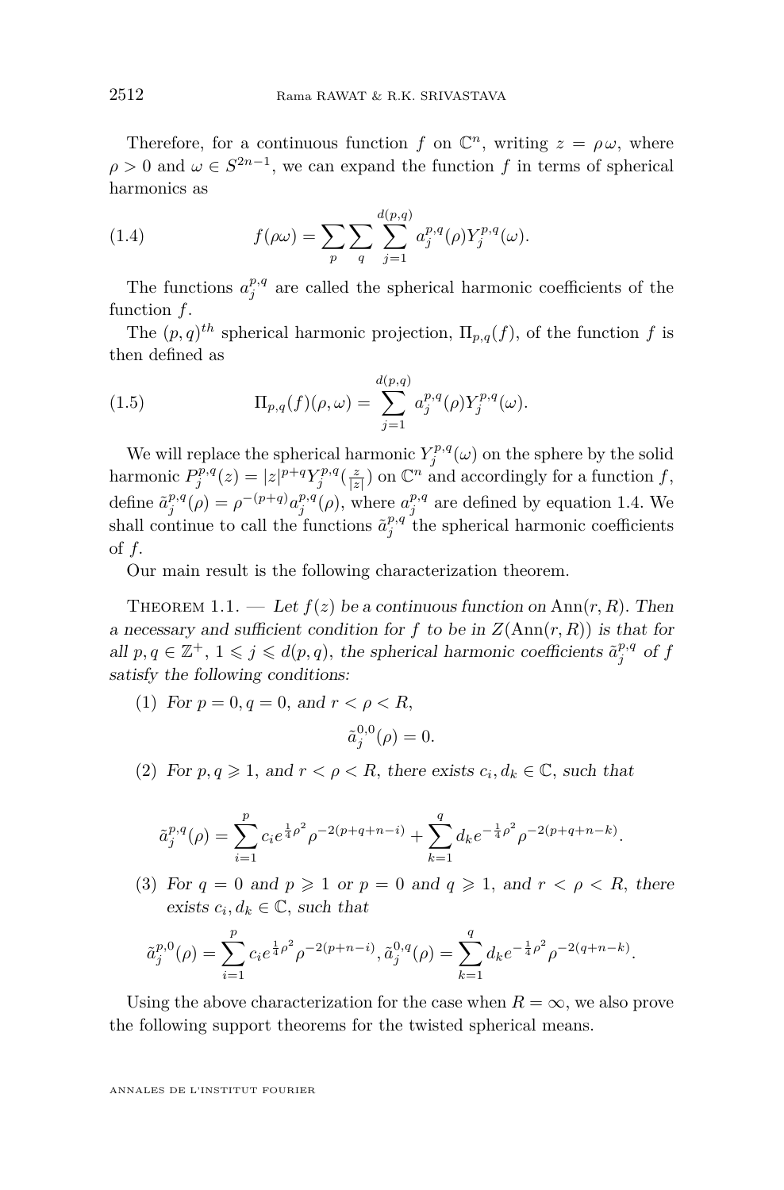Therefore, for a continuous function $f$ on $\mathbb{C}^n$, writing $z = \rho\omega$, where $\rho > 0$ and $\omega \in S^{2n-1}$, we can expand the function $f$ in terms of spherical harmonics as

$$f(\rho\omega) = \sum_p \sum_q \sum_{j=1}^{d(p,q)} a_j^{p,q}(\rho) Y_j^{p,q}(\omega). \tag{1.4}$$

The functions $a_j^{p,q}$ are called the spherical harmonic coefficients of the function $f$.

The $(p,q)^{th}$ spherical harmonic projection, $\Pi_{p,q}(f)$, of the function $f$ is then defined as

$$\Pi_{p,q}(f)(\rho,\omega) = \sum_{j=1}^{d(p,q)} a_j^{p,q}(\rho) Y_j^{p,q}(\omega). \tag{1.5}$$

We will replace the spherical harmonic $Y_j^{p,q}(\omega)$ on the sphere by the solid harmonic $P_j^{p,q}(z) = |z|^{p+q} Y_j^{p,q}(\frac{z}{|z|})$ on $\mathbb{C}^n$ and accordingly for a function $f$, define $\tilde{a}_j^{p,q}(\rho) = \rho^{-(p+q)} a_j^{p,q}(\rho)$, where $a_j^{p,q}$ are defined by equation 1.4. We shall continue to call the functions $\tilde{a}_j^{p,q}$ the spherical harmonic coefficients of $f$.

Our main result is the following characterization theorem.

Theorem 1.1. — *Let $f(z)$ be a continuous function on $\mathrm{Ann}(r,R)$. Then a necessary and sufficient condition for $f$ to be in $Z(\mathrm{Ann}(r,R))$ is that for all $p,q \in \mathbb{Z}^+$, $1 \leqslant j \leqslant d(p,q)$, the spherical harmonic coefficients $\tilde{a}_j^{p,q}$ of $f$ satisfy the following conditions:*

1. *For $p = 0, q = 0$, and $r < \rho < R$,*
$$\tilde{a}_j^{0,0}(\rho) = 0.$$
2. *For $p, q \geqslant 1$, and $r < \rho < R$, there exists $c_i, d_k \in \mathbb{C}$, such that*
$$\tilde{a}_j^{p,q}(\rho) = \sum_{i=1}^{p} c_i e^{\frac{1}{4}\rho^2} \rho^{-2(p+q+n-i)} + \sum_{k=1}^{q} d_k e^{-\frac{1}{4}\rho^2} \rho^{-2(p+q+n-k)}.$$
3. *For $q = 0$ and $p \geqslant 1$ or $p = 0$ and $q \geqslant 1$, and $r < \rho < R$, there exists $c_i, d_k \in \mathbb{C}$, such that*
$$\tilde{a}_j^{p,0}(\rho) = \sum_{i=1}^{p} c_i e^{\frac{1}{4}\rho^2} \rho^{-2(p+n-i)}, \tilde{a}_j^{0,q}(\rho) = \sum_{k=1}^{q} d_k e^{-\frac{1}{4}\rho^2} \rho^{-2(q+n-k)}.$$

Using the above characterization for the case when $R = \infty$, we also prove the following support theorems for the twisted spherical means.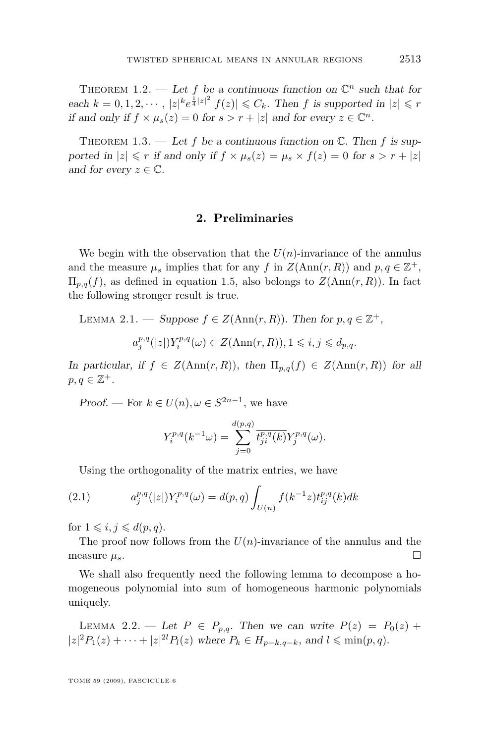Theorem 1.2. — *Let $f$ be a continuous function on $\mathbb{C}^n$ such that for each $k = 0, 1, 2, \cdots$, $|z|^k e^{\frac{1}{4}|z|^2}|f(z)| \leqslant C_k$. Then $f$ is supported in $|z| \leqslant r$ if and only if $f \times \mu_s(z) = 0$ for $s > r + |z|$ and for every $z \in \mathbb{C}^n$.*

Theorem 1.3. — *Let $f$ be a continuous function on $\mathbb{C}$. Then $f$ is supported in $|z| \leqslant r$ if and only if $f \times \mu_s(z) = \mu_s \times f(z) = 0$ for $s > r + |z|$ and for every $z \in \mathbb{C}$.*

## 2. Preliminaries

We begin with the observation that the $U(n)$-invariance of the annulus and the measure $\mu_s$ implies that for any $f$ in $Z(\mathrm{Ann}(r, R))$ and $p, q \in \mathbb{Z}^+$, $\Pi_{p,q}(f)$, as defined in equation 1.5, also belongs to $Z(\mathrm{Ann}(r, R))$. In fact the following stronger result is true.

Lemma 2.1. — *Suppose $f \in Z(\mathrm{Ann}(r, R))$. Then for $p, q \in \mathbb{Z}^+$,*

$$a_j^{p,q}(|z|)Y_i^{p,q}(\omega) \in Z(\mathrm{Ann}(r, R)), 1 \leqslant i, j \leqslant d_{p,q}.$$

*In particular, if $f \in Z(\mathrm{Ann}(r, R))$, then $\Pi_{p,q}(f) \in Z(\mathrm{Ann}(r, R))$ for all $p, q \in \mathbb{Z}^+$.*

*Proof.* — For $k \in U(n), \omega \in S^{2n-1}$, we have

$$Y_i^{p,q}(k^{-1}\omega) = \sum_{j=0}^{d(p,q)} \overline{t_{ji}^{p,q}(k)} Y_j^{p,q}(\omega).$$

Using the orthogonality of the matrix entries, we have

$$a_j^{p,q}(|z|)Y_i^{p,q}(\omega) = d(p, q) \int_{U(n)} f(k^{-1}z) t_{ij}^{p,q}(k) dk \tag{2.1}$$

for $1 \leqslant i, j \leqslant d(p, q)$.

The proof now follows from the $U(n)$-invariance of the annulus and the measure $\mu_s$. $\square$

We shall also frequently need the following lemma to decompose a homogeneous polynomial into sum of homogeneous harmonic polynomials uniquely.

Lemma 2.2. — *Let $P \in P_{p,q}$. Then we can write $P(z) = P_0(z) + |z|^2 P_1(z) + \cdots + |z|^{2l} P_l(z)$ where $P_k \in H_{p-k,q-k}$, and $l \leqslant \min(p, q)$.*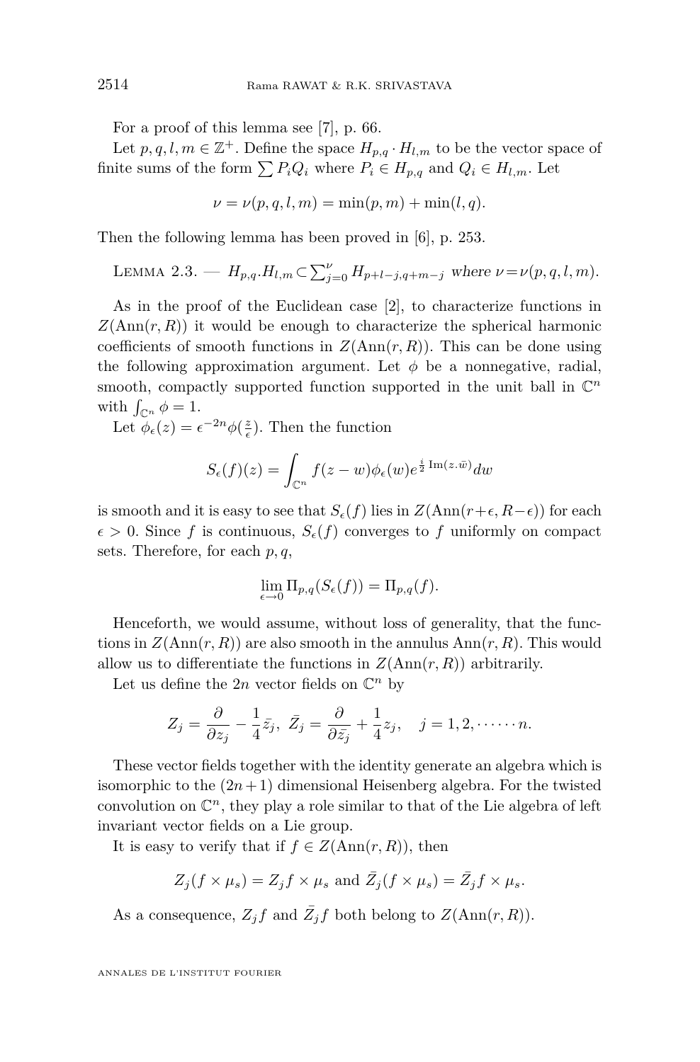For a proof of this lemma see [7], p. 66.

Let $p, q, l, m \in \mathbb{Z}^+$. Define the space $H_{p,q} \cdot H_{l,m}$ to be the vector space of finite sums of the form $\sum P_i Q_i$ where $P_i \in H_{p,q}$ and $Q_i \in H_{l,m}$. Let

$$\nu = \nu(p, q, l, m) = \min(p, m) + \min(l, q).$$

Then the following lemma has been proved in [6], p. 253.

Lemma 2.3. — *$H_{p,q}.H_{l,m} \subset \sum_{j=0}^{\nu} H_{p+l-j,q+m-j}$ where $\nu = \nu(p, q, l, m)$.*

As in the proof of the Euclidean case [2], to characterize functions in $Z(\mathrm{Ann}(r, R))$ it would be enough to characterize the spherical harmonic coefficients of smooth functions in $Z(\mathrm{Ann}(r, R))$. This can be done using the following approximation argument. Let $\phi$ be a nonnegative, radial, smooth, compactly supported function supported in the unit ball in $\mathbb{C}^n$ with $\int_{\mathbb{C}^n} \phi = 1$.

Let $\phi_\epsilon(z) = \epsilon^{-2n}\phi(\frac{z}{\epsilon})$. Then the function

$$S_\epsilon(f)(z) = \int_{\mathbb{C}^n} f(z - w)\phi_\epsilon(w)e^{\frac{i}{2}\,\mathrm{Im}(z.\bar{w})}dw$$

is smooth and it is easy to see that $S_\epsilon(f)$ lies in $Z(\mathrm{Ann}(r+\epsilon, R-\epsilon))$ for each $\epsilon > 0$. Since $f$ is continuous, $S_\epsilon(f)$ converges to $f$ uniformly on compact sets. Therefore, for each $p, q$,

$$\lim_{\epsilon \to 0} \Pi_{p,q}(S_\epsilon(f)) = \Pi_{p,q}(f).$$

Henceforth, we would assume, without loss of generality, that the functions in $Z(\mathrm{Ann}(r, R))$ are also smooth in the annulus $\mathrm{Ann}(r, R)$. This would allow us to differentiate the functions in $Z(\mathrm{Ann}(r, R))$ arbitrarily.

Let us define the $2n$ vector fields on $\mathbb{C}^n$ by

$$Z_j = \frac{\partial}{\partial z_j} - \frac{1}{4}\bar{z_j},\ \bar{Z_j} = \frac{\partial}{\partial \bar{z_j}} + \frac{1}{4}z_j, \quad j = 1, 2, \cdots\cdots n.$$

These vector fields together with the identity generate an algebra which is isomorphic to the $(2n+1)$ dimensional Heisenberg algebra. For the twisted convolution on $\mathbb{C}^n$, they play a role similar to that of the Lie algebra of left invariant vector fields on a Lie group.

It is easy to verify that if $f \in Z(\mathrm{Ann}(r, R))$, then

$$Z_j(f \times \mu_s) = Z_j f \times \mu_s \text{ and } \bar{Z_j}(f \times \mu_s) = \bar{Z_j} f \times \mu_s.$$

As a consequence, $Z_j f$ and $\bar{Z_j} f$ both belong to $Z(\mathrm{Ann}(r, R))$.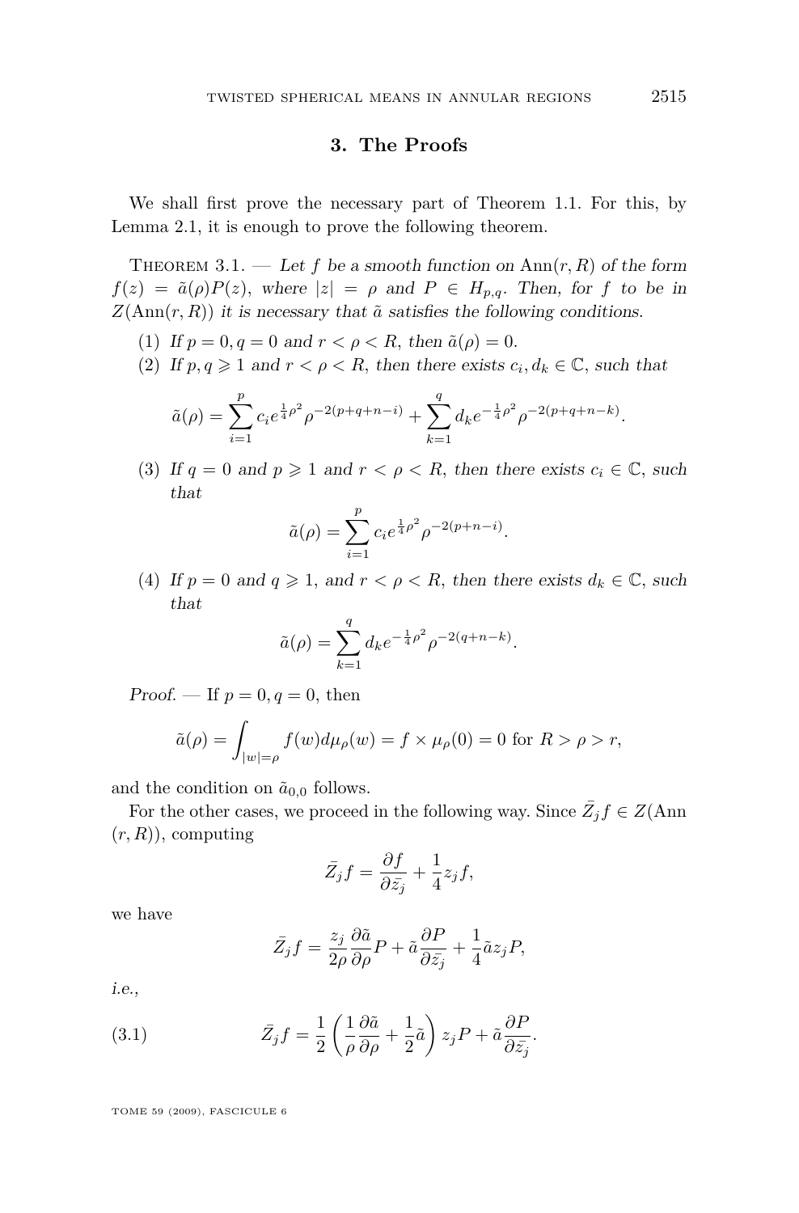## 3. The Proofs

We shall first prove the necessary part of Theorem 1.1. For this, by Lemma 2.1, it is enough to prove the following theorem.

Theorem 3.1. — *Let $f$ be a smooth function on $\mathrm{Ann}(r,R)$ of the form $f(z) = \tilde{a}(\rho)P(z)$, where $|z| = \rho$ and $P \in H_{p,q}$. Then, for $f$ to be in $Z(\mathrm{Ann}(r,R))$ it is necessary that $\tilde{a}$ satisfies the following conditions.*

1. *If $p = 0, q = 0$ and $r < \rho < R$, then $\tilde{a}(\rho) = 0$.*
2. *If $p, q \geqslant 1$ and $r < \rho < R$, then there exists $c_i, d_k \in \mathbb{C}$, such that*
$$\tilde{a}(\rho) = \sum_{i=1}^{p} c_i e^{\frac{1}{4}\rho^2} \rho^{-2(p+q+n-i)} + \sum_{k=1}^{q} d_k e^{-\frac{1}{4}\rho^2} \rho^{-2(p+q+n-k)}.$$
3. *If $q = 0$ and $p \geqslant 1$ and $r < \rho < R$, then there exists $c_i \in \mathbb{C}$, such that*
$$\tilde{a}(\rho) = \sum_{i=1}^{p} c_i e^{\frac{1}{4}\rho^2} \rho^{-2(p+n-i)}.$$
4. *If $p = 0$ and $q \geqslant 1$, and $r < \rho < R$, then there exists $d_k \in \mathbb{C}$, such that*
$$\tilde{a}(\rho) = \sum_{k=1}^{q} d_k e^{-\frac{1}{4}\rho^2} \rho^{-2(q+n-k)}.$$

*Proof.* — If $p = 0, q = 0$, then
$$\tilde{a}(\rho) = \int_{|w|=\rho} f(w) d\mu_\rho(w) = f \times \mu_\rho(0) = 0 \text{ for } R > \rho > r,$$
and the condition on $\tilde{a}_{0,0}$ follows.

For the other cases, we proceed in the following way. Since $\bar{Z}_j f \in Z(\mathrm{Ann}\,(r,R))$, computing
$$\bar{Z}_j f = \frac{\partial f}{\partial \bar{z_j}} + \frac{1}{4} z_j f,$$
we have
$$\bar{Z}_j f = \frac{z_j}{2\rho}\frac{\partial \tilde{a}}{\partial \rho} P + \tilde{a}\frac{\partial P}{\partial \bar{z_j}} + \frac{1}{4}\tilde{a} z_j P,$$
*i.e.*,
$$\bar{Z}_j f = \frac{1}{2}\left(\frac{1}{\rho}\frac{\partial \tilde{a}}{\partial \rho} + \frac{1}{2}\tilde{a}\right) z_j P + \tilde{a}\frac{\partial P}{\partial \bar{z_j}}. \tag{3.1}$$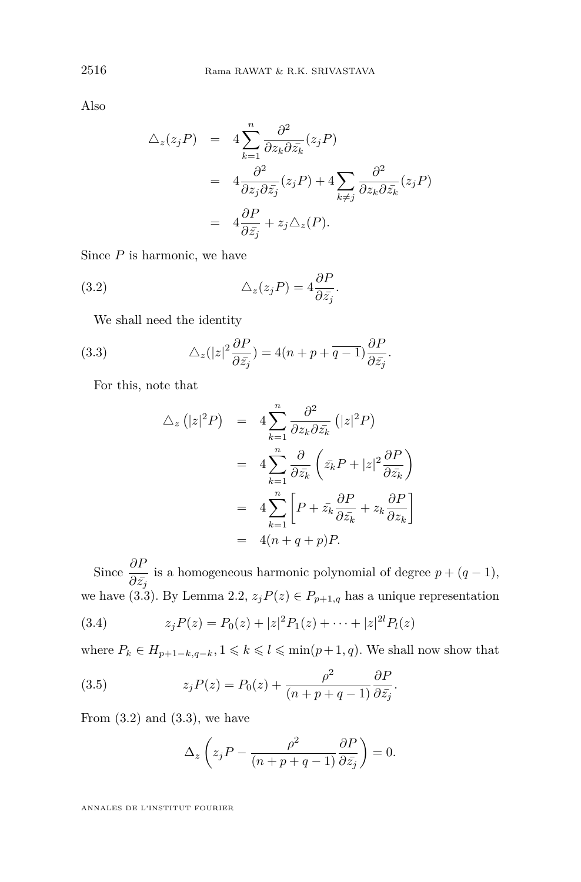Also

$$\begin{aligned}
\triangle_z(z_jP) &= 4\sum_{k=1}^{n}\frac{\partial^2}{\partial z_k\partial \bar{z_k}}(z_jP)\\
&= 4\frac{\partial^2}{\partial z_j\partial \bar{z_j}}(z_jP)+4\sum_{k\neq j}\frac{\partial^2}{\partial z_k\partial \bar{z_k}}(z_jP)\\
&= 4\frac{\partial P}{\partial \bar{z_j}}+z_j\triangle_z(P).
\end{aligned}$$

Since $P$ is harmonic, we have

$$\triangle_z(z_jP)=4\frac{\partial P}{\partial \bar{z_j}}. \tag{3.2}$$

We shall need the identity

$$\triangle_z(|z|^2\frac{\partial P}{\partial \bar{z_j}})=4(n+p+\overline{q-1})\frac{\partial P}{\partial \bar{z_j}}. \tag{3.3}$$

For this, note that

$$\begin{aligned}
\triangle_z\left(|z|^2P\right) &= 4\sum_{k=1}^{n}\frac{\partial^2}{\partial z_k\partial \bar{z_k}}\left(|z|^2P\right)\\
&= 4\sum_{k=1}^{n}\frac{\partial}{\partial \bar{z_k}}\left(\bar{z_k}P+|z|^2\frac{\partial P}{\partial \bar{z_k}}\right)\\
&= 4\sum_{k=1}^{n}\left[P+\bar{z_k}\frac{\partial P}{\partial \bar{z_k}}+z_k\frac{\partial P}{\partial z_k}\right]\\
&= 4(n+q+p)P.
\end{aligned}$$

Since $\dfrac{\partial P}{\partial \bar{z_j}}$ is a homogeneous harmonic polynomial of degree $p+(q-1)$, we have (3.3). By Lemma 2.2, $z_jP(z)\in P_{p+1,q}$ has a unique representation

$$z_jP(z)=P_0(z)+|z|^2P_1(z)+\cdots+|z|^{2l}P_l(z) \tag{3.4}$$

where $P_k\in H_{p+1-k,q-k}$, $1\leqslant k\leqslant l\leqslant \min(p+1,q)$. We shall now show that

$$z_jP(z)=P_0(z)+\frac{\rho^2}{(n+p+q-1)}\frac{\partial P}{\partial \bar{z_j}}. \tag{3.5}$$

From (3.2) and (3.3), we have

$$\Delta_z\left(z_jP-\frac{\rho^2}{(n+p+q-1)}\frac{\partial P}{\partial \bar{z_j}}\right)=0.$$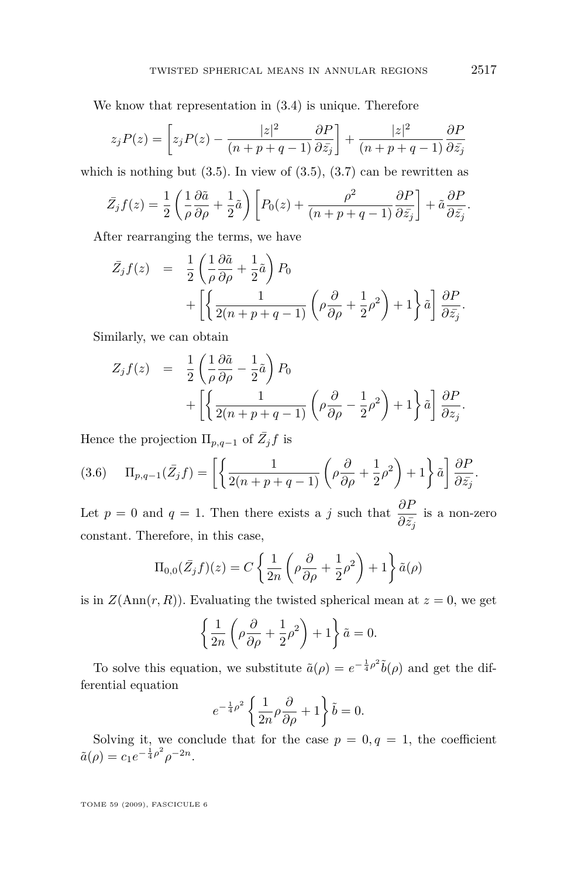We know that representation in (3.4) is unique. Therefore

$$z_j P(z) = \left[ z_j P(z) - \frac{|z|^2}{(n+p+q-1)} \frac{\partial P}{\partial \bar{z_j}} \right] + \frac{|z|^2}{(n+p+q-1)} \frac{\partial P}{\partial \bar{z_j}}$$

which is nothing but (3.5). In view of (3.5), (3.7) can be rewritten as

$$\bar{Z}_j f(z) = \frac{1}{2} \left( \frac{1}{\rho} \frac{\partial \tilde{a}}{\partial \rho} + \frac{1}{2} \tilde{a} \right) \left[ P_0(z) + \frac{\rho^2}{(n+p+q-1)} \frac{\partial P}{\partial \bar{z_j}} \right] + \tilde{a} \frac{\partial P}{\partial \bar{z_j}}.$$

After rearranging the terms, we have

$$\begin{aligned} \bar{Z}_j f(z) &= \frac{1}{2} \left( \frac{1}{\rho} \frac{\partial \tilde{a}}{\partial \rho} + \frac{1}{2} \tilde{a} \right) P_0 \\ &\quad + \left[ \left\{ \frac{1}{2(n+p+q-1)} \left( \rho \frac{\partial}{\partial \rho} + \frac{1}{2} \rho^2 \right) + 1 \right\} \tilde{a} \right] \frac{\partial P}{\partial \bar{z_j}}. \end{aligned}$$

Similarly, we can obtain

$$\begin{aligned} Z_j f(z) &= \frac{1}{2} \left( \frac{1}{\rho} \frac{\partial \tilde{a}}{\partial \rho} - \frac{1}{2} \tilde{a} \right) P_0 \\ &\quad + \left[ \left\{ \frac{1}{2(n+p+q-1)} \left( \rho \frac{\partial}{\partial \rho} - \frac{1}{2} \rho^2 \right) + 1 \right\} \tilde{a} \right] \frac{\partial P}{\partial z_j}. \end{aligned}$$

Hence the projection $\Pi_{p,q-1}$ of $\bar{Z}_j f$ is

$$\Pi_{p,q-1}(\bar{Z}_j f) = \left[ \left\{ \frac{1}{2(n+p+q-1)} \left( \rho \frac{\partial}{\partial \rho} + \frac{1}{2} \rho^2 \right) + 1 \right\} \tilde{a} \right] \frac{\partial P}{\partial \bar{z_j}}. \tag{3.6}$$

Let $p = 0$ and $q = 1$. Then there exists a $j$ such that $\dfrac{\partial P}{\partial \bar{z_j}}$ is a non-zero constant. Therefore, in this case,

$$\Pi_{0,0}(\bar{Z}_j f)(z) = C \left\{ \frac{1}{2n} \left( \rho \frac{\partial}{\partial \rho} + \frac{1}{2} \rho^2 \right) + 1 \right\} \tilde{a}(\rho)$$

is in $Z(\mathrm{Ann}(r,R))$. Evaluating the twisted spherical mean at $z = 0$, we get

$$\left\{ \frac{1}{2n} \left( \rho \frac{\partial}{\partial \rho} + \frac{1}{2} \rho^2 \right) + 1 \right\} \tilde{a} = 0.$$

To solve this equation, we substitute $\tilde{a}(\rho) = e^{-\frac{1}{4}\rho^2} \tilde{b}(\rho)$ and get the differential equation

$$e^{-\frac{1}{4}\rho^2} \left\{ \frac{1}{2n} \rho \frac{\partial}{\partial \rho} + 1 \right\} \tilde{b} = 0.$$

Solving it, we conclude that for the case $p = 0, q = 1$, the coefficient $\tilde{a}(\rho) = c_1 e^{-\frac{1}{4}\rho^2} \rho^{-2n}$.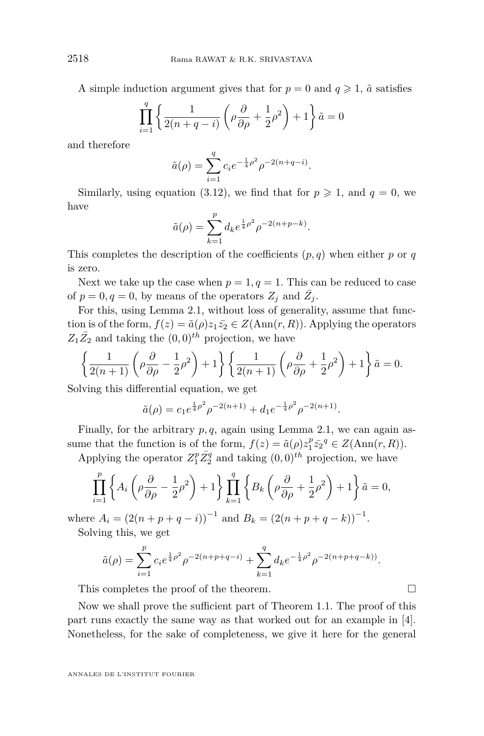A simple induction argument gives that for $p = 0$ and $q \geqslant 1$, $\tilde{a}$ satisfies

$$\prod_{i=1}^{q} \left\{ \frac{1}{2(n+q-i)} \left( \rho \frac{\partial}{\partial \rho} + \frac{1}{2}\rho^2 \right) + 1 \right\} \tilde{a} = 0$$

and therefore

$$\tilde{a}(\rho) = \sum_{i=1}^{q} c_i e^{-\frac{1}{4}\rho^2} \rho^{-2(n+q-i)}.$$

Similarly, using equation (3.12), we find that for $p \geqslant 1$, and $q = 0$, we have

$$\tilde{a}(\rho) = \sum_{k=1}^{p} d_k e^{\frac{1}{4}\rho^2} \rho^{-2(n+p-k)}.$$

This completes the description of the coefficients $(p, q)$ when either $p$ or $q$ is zero.

Next we take up the case when $p = 1, q = 1$. This can be reduced to case of $p = 0, q = 0$, by means of the operators $Z_j$ and $\bar{Z}_j$.

For this, using Lemma 2.1, without loss of generality, assume that function is of the form, $f(z) = \tilde{a}(\rho) z_1 \bar{z_2} \in Z(\mathrm{Ann}(r, R))$. Applying the operators $Z_1 \bar{Z}_2$ and taking the $(0,0)^{th}$ projection, we have

$$\left\{ \frac{1}{2(n+1)} \left( \rho \frac{\partial}{\partial \rho} - \frac{1}{2}\rho^2 \right) + 1 \right\} \left\{ \frac{1}{2(n+1)} \left( \rho \frac{\partial}{\partial \rho} + \frac{1}{2}\rho^2 \right) + 1 \right\} \tilde{a} = 0.$$

Solving this differential equation, we get

$$\tilde{a}(\rho) = c_1 e^{\frac{1}{4}\rho^2} \rho^{-2(n+1)} + d_1 e^{-\frac{1}{4}\rho^2} \rho^{-2(n+1)}.$$

Finally, for the arbitrary $p, q$, again using Lemma 2.1, we can again assume that the function is of the form, $f(z) = \tilde{a}(\rho) z_1^p \bar{z_2}^q \in Z(\mathrm{Ann}(r, R))$.

Applying the operator $Z_1^p \bar{Z}_2^q$ and taking $(0,0)^{th}$ projection, we have

$$\prod_{i=1}^{p} \left\{ A_i \left( \rho \frac{\partial}{\partial \rho} - \frac{1}{2}\rho^2 \right) + 1 \right\} \prod_{k=1}^{q} \left\{ B_k \left( \rho \frac{\partial}{\partial \rho} + \frac{1}{2}\rho^2 \right) + 1 \right\} \tilde{a} = 0,$$

where $A_i = (2(n+p+q-i))^{-1}$ and $B_k = (2(n+p+q-k))^{-1}$.

Solving this, we get

$$\tilde{a}(\rho) = \sum_{i=1}^{p} c_i e^{\frac{1}{4}\rho^2} \rho^{-2(n+p+q-i)} + \sum_{k=1}^{q} d_k e^{-\frac{1}{4}\rho^2} \rho^{-2(n+p+q-k))}.$$

This completes the proof of the theorem. $\square$

Now we shall prove the sufficient part of Theorem 1.1. The proof of this part runs exactly the same way as that worked out for an example in [4]. Nonetheless, for the sake of completeness, we give it here for the general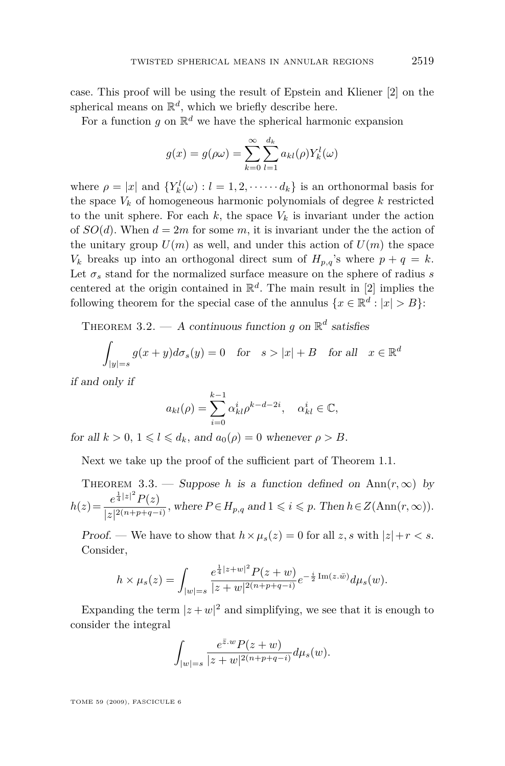case. This proof will be using the result of Epstein and Kliener [2] on the spherical means on $\mathbb{R}^d$, which we briefly describe here.

For a function $g$ on $\mathbb{R}^d$ we have the spherical harmonic expansion

$$g(x) = g(\rho\omega) = \sum_{k=0}^{\infty}\sum_{l=1}^{d_k} a_{kl}(\rho) Y_k^l(\omega)$$

where $\rho = |x|$ and $\{Y_k^l(\omega) : l = 1, 2, \cdots\cdots d_k\}$ is an orthonormal basis for the space $V_k$ of homogeneous harmonic polynomials of degree $k$ restricted to the unit sphere. For each $k$, the space $V_k$ is invariant under the action of $SO(d)$. When $d = 2m$ for some $m$, it is invariant under the the action of the unitary group $U(m)$ as well, and under this action of $U(m)$ the space $V_k$ breaks up into an orthogonal direct sum of $H_{p,q}$'s where $p + q = k$. Let $\sigma_s$ stand for the normalized surface measure on the sphere of radius $s$ centered at the origin contained in $\mathbb{R}^d$. The main result in [2] implies the following theorem for the special case of the annulus $\{x \in \mathbb{R}^d : |x| > B\}$:

Theorem 3.2. — *A continuous function $g$ on $\mathbb{R}^d$ satisfies*

$$\int_{|y|=s} g(x + y) d\sigma_s(y) = 0 \quad \text{for} \quad s > |x| + B \quad \text{for all} \quad x \in \mathbb{R}^d$$

*if and only if*

$$a_{kl}(\rho) = \sum_{i=0}^{k-1} \alpha_{kl}^i \rho^{k-d-2i}, \quad \alpha_{kl}^i \in \mathbb{C},$$

*for all $k > 0$, $1 \leqslant l \leqslant d_k$, and $a_0(\rho) = 0$ whenever $\rho > B$.*

Next we take up the proof of the sufficient part of Theorem 1.1.

Theorem 3.3. — *Suppose $h$ is a function defined on $\mathrm{Ann}(r, \infty)$ by $h(z) = \dfrac{e^{\frac{1}{4}|z|^2} P(z)}{|z|^{2(n+p+q-i)}}$, where $P \in H_{p,q}$ and $1 \leqslant i \leqslant p$. Then $h \in Z(\mathrm{Ann}(r, \infty))$.*

*Proof.* — We have to show that $h \times \mu_s(z) = 0$ for all $z, s$ with $|z| + r < s$. Consider,

$$h \times \mu_s(z) = \int_{|w|=s} \frac{e^{\frac{1}{4}|z+w|^2} P(z + w)}{|z + w|^{2(n+p+q-i)}} e^{-\frac{i}{2}\operatorname{Im}(z.\bar{w})} d\mu_s(w).$$

Expanding the term $|z + w|^2$ and simplifying, we see that it is enough to consider the integral

$$\int_{|w|=s} \frac{e^{\bar{z}.w} P(z + w)}{|z + w|^{2(n+p+q-i)}} d\mu_s(w).$$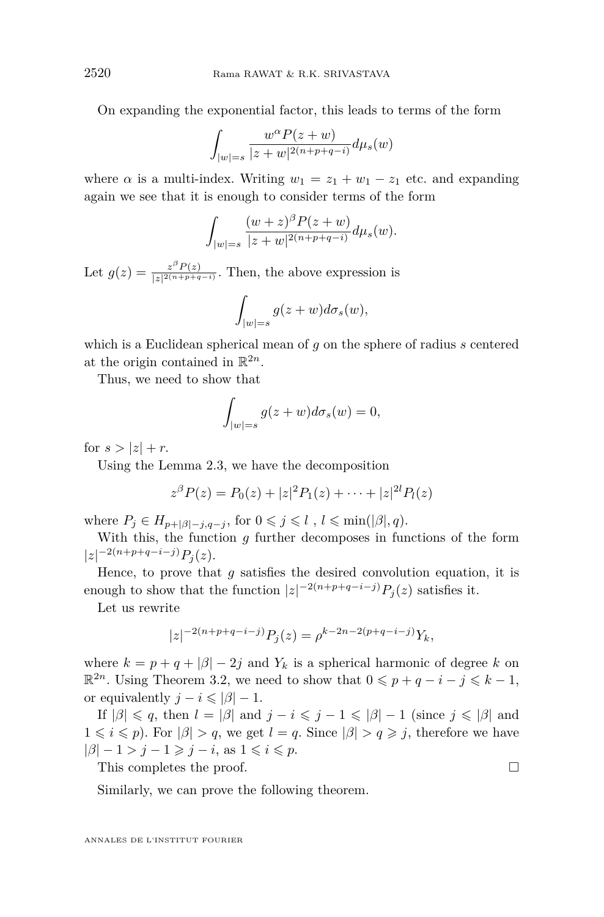On expanding the exponential factor, this leads to terms of the form

$$\int_{|w|=s} \frac{w^\alpha P(z+w)}{|z+w|^{2(n+p+q-i)}} d\mu_s(w)$$

where $\alpha$ is a multi-index. Writing $w_1 = z_1 + w_1 - z_1$ etc. and expanding again we see that it is enough to consider terms of the form

$$\int_{|w|=s} \frac{(w+z)^\beta P(z+w)}{|z+w|^{2(n+p+q-i)}} d\mu_s(w).$$

Let $g(z) = \frac{z^\beta P(z)}{|z|^{2(n+p+q-i)}}$. Then, the above expression is

$$\int_{|w|=s} g(z+w) d\sigma_s(w),$$

which is a Euclidean spherical mean of $g$ on the sphere of radius $s$ centered at the origin contained in $\mathbb{R}^{2n}$.

Thus, we need to show that

$$\int_{|w|=s} g(z+w) d\sigma_s(w) = 0,$$

for $s > |z| + r$.

Using the Lemma 2.3, we have the decomposition

$$z^\beta P(z) = P_0(z) + |z|^2 P_1(z) + \cdots + |z|^{2l} P_l(z)$$

where $P_j \in H_{p+|\beta|-j,q-j}$, for $0 \leqslant j \leqslant l$ , $l \leqslant \min(|\beta|, q)$.

With this, the function $g$ further decomposes in functions of the form $|z|^{-2(n+p+q-i-j)} P_j(z)$.

Hence, to prove that $g$ satisfies the desired convolution equation, it is enough to show that the function $|z|^{-2(n+p+q-i-j)} P_j(z)$ satisfies it.

Let us rewrite

$$|z|^{-2(n+p+q-i-j)} P_j(z) = \rho^{k-2n-2(p+q-i-j)} Y_k,$$

where $k = p + q + |\beta| - 2j$ and $Y_k$ is a spherical harmonic of degree $k$ on $\mathbb{R}^{2n}$. Using Theorem 3.2, we need to show that $0 \leqslant p + q - i - j \leqslant k - 1$, or equivalently $j - i \leqslant |\beta| - 1$.

If $|\beta| \leqslant q$, then $l = |\beta|$ and $j - i \leqslant j - 1 \leqslant |\beta| - 1$ (since $j \leqslant |\beta|$ and $1 \leqslant i \leqslant p$). For $|\beta| > q$, we get $l = q$. Since $|\beta| > q \geqslant j$, therefore we have $|\beta| - 1 > j - 1 \geqslant j - i$, as $1 \leqslant i \leqslant p$.

This completes the proof. $\square$

Similarly, we can prove the following theorem.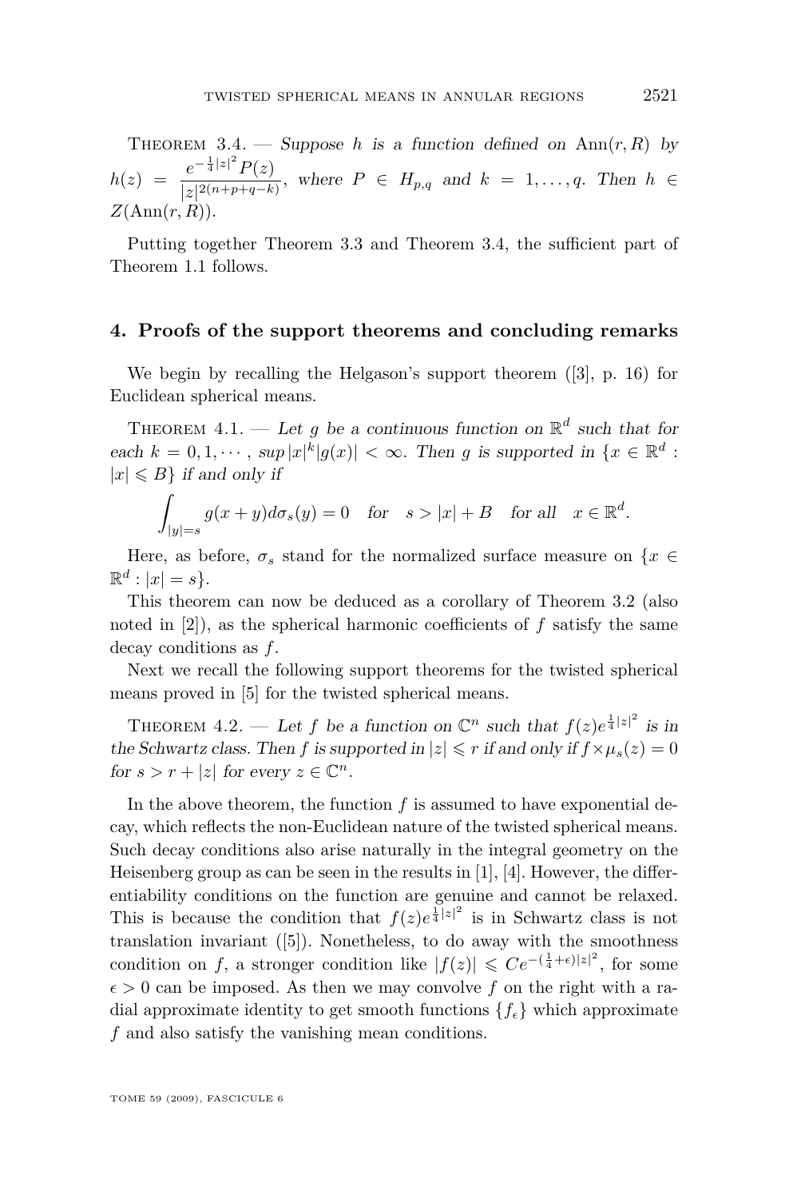Theorem 3.4. — *Suppose $h$ is a function defined on $\mathrm{Ann}(r,R)$ by $h(z) = \dfrac{e^{-\frac{1}{4}|z|^2}P(z)}{|z|^{2(n+p+q-k)}}$, where $P \in H_{p,q}$ and $k = 1,\ldots,q$. Then $h \in Z(\mathrm{Ann}(r,R))$.*

Putting together Theorem 3.3 and Theorem 3.4, the sufficient part of Theorem 1.1 follows.

## 4. Proofs of the support theorems and concluding remarks

We begin by recalling the Helgason's support theorem ([3], p. 16) for Euclidean spherical means.

Theorem 4.1. — *Let $g$ be a continuous function on $\mathbb{R}^d$ such that for each $k = 0, 1, \cdots$, $\sup |x|^k |g(x)| < \infty$. Then $g$ is supported in $\{x \in \mathbb{R}^d : |x| \leqslant B\}$ if and only if*

$$\int_{|y|=s} g(x+y)d\sigma_s(y) = 0 \quad \text{for} \quad s > |x| + B \quad \text{for all} \quad x \in \mathbb{R}^d.$$

Here, as before, $\sigma_s$ stand for the normalized surface measure on $\{x \in \mathbb{R}^d : |x| = s\}$.

This theorem can now be deduced as a corollary of Theorem 3.2 (also noted in [2]), as the spherical harmonic coefficients of $f$ satisfy the same decay conditions as $f$.

Next we recall the following support theorems for the twisted spherical means proved in [5] for the twisted spherical means.

Theorem 4.2. — *Let $f$ be a function on $\mathbb{C}^n$ such that $f(z)e^{\frac{1}{4}|z|^2}$ is in the Schwartz class. Then $f$ is supported in $|z| \leqslant r$ if and only if $f \times \mu_s(z) = 0$ for $s > r + |z|$ for every $z \in \mathbb{C}^n$.*

In the above theorem, the function $f$ is assumed to have exponential decay, which reflects the non-Euclidean nature of the twisted spherical means. Such decay conditions also arise naturally in the integral geometry on the Heisenberg group as can be seen in the results in [1], [4]. However, the differentiability conditions on the function are genuine and cannot be relaxed. This is because the condition that $f(z)e^{\frac{1}{4}|z|^2}$ is in Schwartz class is not translation invariant ([5]). Nonetheless, to do away with the smoothness condition on $f$, a stronger condition like $|f(z)| \leqslant Ce^{-(\frac{1}{4}+\epsilon)|z|^2}$, for some $\epsilon > 0$ can be imposed. As then we may convolve $f$ on the right with a radial approximate identity to get smooth functions $\{f_\epsilon\}$ which approximate $f$ and also satisfy the vanishing mean conditions.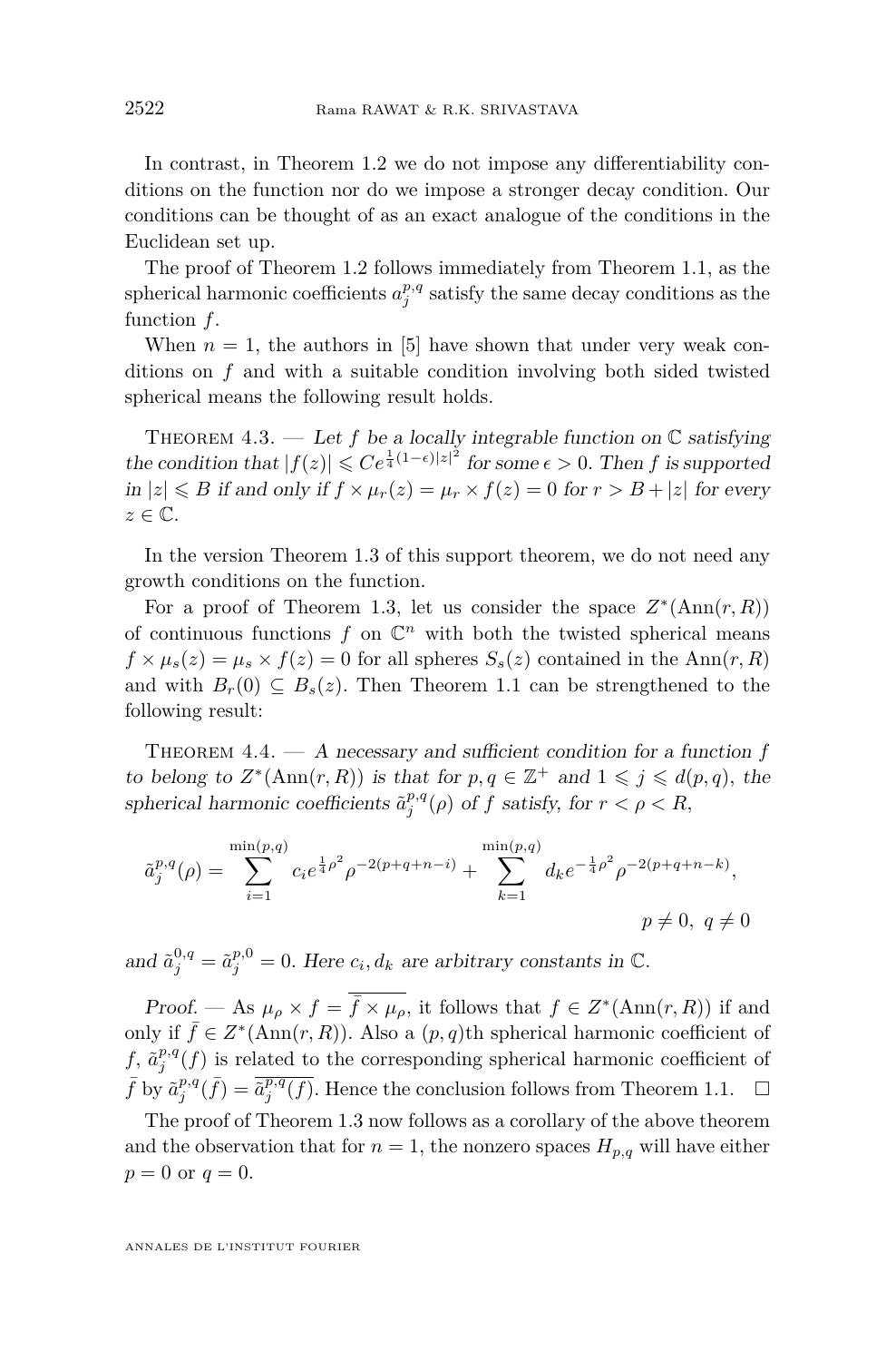In contrast, in Theorem 1.2 we do not impose any differentiability conditions on the function nor do we impose a stronger decay condition. Our conditions can be thought of as an exact analogue of the conditions in the Euclidean set up.

The proof of Theorem 1.2 follows immediately from Theorem 1.1, as the spherical harmonic coefficients $a_j^{p,q}$ satisfy the same decay conditions as the function $f$.

When $n = 1$, the authors in [5] have shown that under very weak conditions on $f$ and with a suitable condition involving both sided twisted spherical means the following result holds.

Theorem 4.3. — *Let $f$ be a locally integrable function on $\mathbb{C}$ satisfying the condition that $|f(z)| \leqslant Ce^{\frac{1}{4}(1-\epsilon)|z|^2}$ for some $\epsilon > 0$. Then $f$ is supported in $|z| \leqslant B$ if and only if $f \times \mu_r(z) = \mu_r \times f(z) = 0$ for $r > B + |z|$ for every $z \in \mathbb{C}$.*

In the version Theorem 1.3 of this support theorem, we do not need any growth conditions on the function.

For a proof of Theorem 1.3, let us consider the space $Z^*(\mathrm{Ann}(r, R))$ of continuous functions $f$ on $\mathbb{C}^n$ with both the twisted spherical means $f \times \mu_s(z) = \mu_s \times f(z) = 0$ for all spheres $S_s(z)$ contained in the $\mathrm{Ann}(r, R)$ and with $B_r(0) \subseteq B_s(z)$. Then Theorem 1.1 can be strengthened to the following result:

Theorem 4.4. — *A necessary and sufficient condition for a function $f$ to belong to $Z^*(\mathrm{Ann}(r, R))$ is that for $p, q \in \mathbb{Z}^+$ and $1 \leqslant j \leqslant d(p, q)$, the spherical harmonic coefficients $\tilde{a}_j^{p,q}(\rho)$ of $f$ satisfy, for $r < \rho < R$,*

$$\tilde{a}_j^{p,q}(\rho) = \sum_{i=1}^{\min(p,q)} c_i e^{\frac{1}{4}\rho^2} \rho^{-2(p+q+n-i)} + \sum_{k=1}^{\min(p,q)} d_k e^{-\frac{1}{4}\rho^2} \rho^{-2(p+q+n-k)}, \qquad p \neq 0,\ q \neq 0$$

*and $\tilde{a}_j^{0,q} = \tilde{a}_j^{p,0} = 0$. Here $c_i, d_k$ are arbitrary constants in $\mathbb{C}$.*

*Proof.* — As $\mu_\rho \times f = \overline{\bar{f} \times \mu_\rho}$, it follows that $f \in Z^*(\mathrm{Ann}(r, R))$ if and only if $\bar{f} \in Z^*(\mathrm{Ann}(r, R))$. Also a $(p, q)$th spherical harmonic coefficient of $f$, $\tilde{a}_j^{p,q}(f)$ is related to the corresponding spherical harmonic coefficient of $\bar{f}$ by $\tilde{a}_j^{p,q}(\bar{f}) = \overline{\tilde{a}_j^{p,q}(f)}$. Hence the conclusion follows from Theorem 1.1. $\square$

The proof of Theorem 1.3 now follows as a corollary of the above theorem and the observation that for $n = 1$, the nonzero spaces $H_{p,q}$ will have either $p = 0$ or $q = 0$.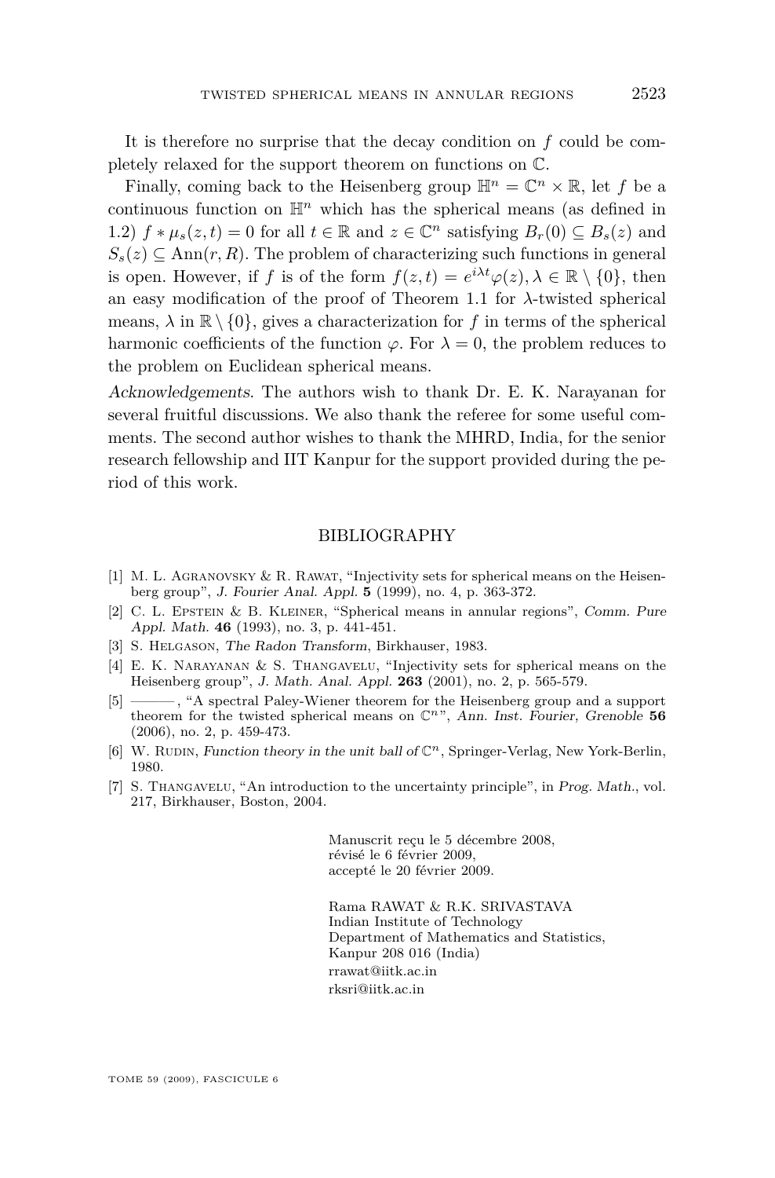It is therefore no surprise that the decay condition on $f$ could be completely relaxed for the support theorem on functions on $\mathbb{C}$.

Finally, coming back to the Heisenberg group $\mathbb{H}^n = \mathbb{C}^n \times \mathbb{R}$, let $f$ be a continuous function on $\mathbb{H}^n$ which has the spherical means (as defined in 1.2) $f * \mu_s(z,t) = 0$ for all $t \in \mathbb{R}$ and $z \in \mathbb{C}^n$ satisfying $B_r(0) \subseteq B_s(z)$ and $S_s(z) \subseteq \mathrm{Ann}(r,R)$. The problem of characterizing such functions in general is open. However, if $f$ is of the form $f(z,t) = e^{i\lambda t}\varphi(z), \lambda \in \mathbb{R} \setminus \{0\}$, then an easy modification of the proof of Theorem 1.1 for $\lambda$-twisted spherical means, $\lambda$ in $\mathbb{R} \setminus \{0\}$, gives a characterization for $f$ in terms of the spherical harmonic coefficients of the function $\varphi$. For $\lambda = 0$, the problem reduces to the problem on Euclidean spherical means.

*Acknowledgements.* The authors wish to thank Dr. E. K. Narayanan for several fruitful discussions. We also thank the referee for some useful comments. The second author wishes to thank the MHRD, India, for the senior research fellowship and IIT Kanpur for the support provided during the period of this work.

## BIBLIOGRAPHY

[1] M. L. Agranovsky & R. Rawat, "Injectivity sets for spherical means on the Heisenberg group", *J. Fourier Anal. Appl.* **5** (1999), no. 4, p. 363-372.

[2] C. L. Epstein & B. Kleiner, "Spherical means in annular regions", *Comm. Pure Appl. Math.* **46** (1993), no. 3, p. 441-451.

[3] S. Helgason, *The Radon Transform*, Birkhauser, 1983.

[4] E. K. Narayanan & S. Thangavelu, "Injectivity sets for spherical means on the Heisenberg group", *J. Math. Anal. Appl.* **263** (2001), no. 2, p. 565-579.

[5] ———, "A spectral Paley-Wiener theorem for the Heisenberg group and a support theorem for the twisted spherical means on $\mathbb{C}^n$", *Ann. Inst. Fourier, Grenoble* **56** (2006), no. 2, p. 459-473.

[6] W. Rudin, *Function theory in the unit ball of* $\mathbb{C}^n$, Springer-Verlag, New York-Berlin, 1980.

[7] S. Thangavelu, "An introduction to the uncertainty principle", in *Prog. Math.*, vol. 217, Birkhauser, Boston, 2004.

Manuscrit reçu le 5 décembre 2008,
révisé le 6 février 2009,
accepté le 20 février 2009.

Rama RAWAT & R.K. SRIVASTAVA
Indian Institute of Technology
Department of Mathematics and Statistics,
Kanpur 208 016 (India)
rrawat@iitk.ac.in
rksri@iitk.ac.in